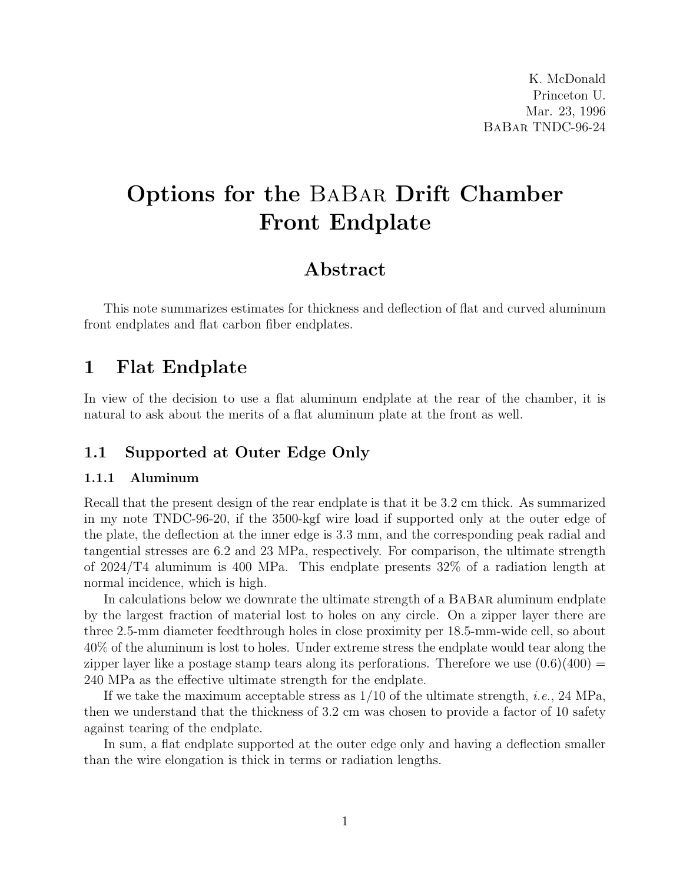K. McDonald
Princeton U.
Mar. 23, 1996
BaBar TNDC-96-24

# Options for the BaBar Drift Chamber Front Endplate

## Abstract

This note summarizes estimates for thickness and deflection of flat and curved aluminum front endplates and flat carbon fiber endplates.

## 1 Flat Endplate

In view of the decision to use a flat aluminum endplate at the rear of the chamber, it is natural to ask about the merits of a flat aluminum plate at the front as well.

### 1.1 Supported at Outer Edge Only

#### 1.1.1 Aluminum

Recall that the present design of the rear endplate is that it be 3.2 cm thick. As summarized in my note TNDC-96-20, if the 3500-kgf wire load if supported only at the outer edge of the plate, the deflection at the inner edge is 3.3 mm, and the corresponding peak radial and tangential stresses are 6.2 and 23 MPa, respectively. For comparison, the ultimate strength of 2024/T4 aluminum is 400 MPa. This endplate presents 32% of a radiation length at normal incidence, which is high.

In calculations below we downrate the ultimate strength of a BaBar aluminum endplate by the largest fraction of material lost to holes on any circle. On a zipper layer there are three 2.5-mm diameter feedthrough holes in close proximity per 18.5-mm-wide cell, so about 40% of the aluminum is lost to holes. Under extreme stress the endplate would tear along the zipper layer like a postage stamp tears along its perforations. Therefore we use $(0.6)(400) = 240$ MPa as the effective ultimate strength for the endplate.

If we take the maximum acceptable stress as 1/10 of the ultimate strength, *i.e.*, 24 MPa, then we understand that the thickness of 3.2 cm was chosen to provide a factor of 10 safety against tearing of the endplate.

In sum, a flat endplate supported at the outer edge only and having a deflection smaller than the wire elongation is thick in terms or radiation lengths.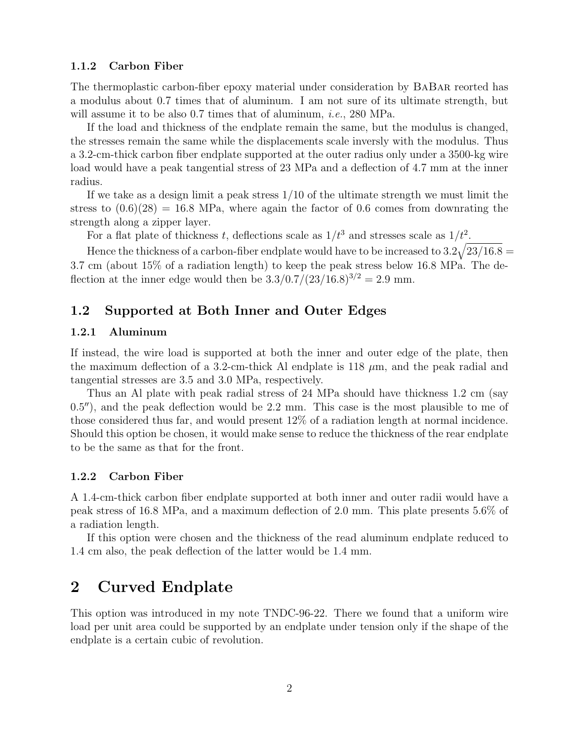### 1.1.2 Carbon Fiber

The thermoplastic carbon-fiber epoxy material under consideration by BaBar reorted has a modulus about 0.7 times that of aluminum. I am not sure of its ultimate strength, but will assume it to be also 0.7 times that of aluminum, *i.e.*, 280 MPa.

If the load and thickness of the endplate remain the same, but the modulus is changed, the stresses remain the same while the displacements scale inversly with the modulus. Thus a 3.2-cm-thick carbon fiber endplate supported at the outer radius only under a 3500-kg wire load would have a peak tangential stress of 23 MPa and a deflection of 4.7 mm at the inner radius.

If we take as a design limit a peak stress 1/10 of the ultimate strength we must limit the stress to $(0.6)(28) = 16.8$ MPa, where again the factor of 0.6 comes from downrating the strength along a zipper layer.

For a flat plate of thickness $t$, deflections scale as $1/t^3$ and stresses scale as $1/t^2$.

Hence the thickness of a carbon-fiber endplate would have to be increased to $3.2\sqrt{23/16.8} =$ 3.7 cm (about 15% of a radiation length) to keep the peak stress below 16.8 MPa. The deflection at the inner edge would then be $3.3/0.7/(23/16.8)^{3/2} = 2.9$ mm.

## 1.2 Supported at Both Inner and Outer Edges

### 1.2.1 Aluminum

If instead, the wire load is supported at both the inner and outer edge of the plate, then the maximum deflection of a 3.2-cm-thick Al endplate is 118 $\mu$m, and the peak radial and tangential stresses are 3.5 and 3.0 MPa, respectively.

Thus an Al plate with peak radial stress of 24 MPa should have thickness 1.2 cm (say 0.5″), and the peak deflection would be 2.2 mm. This case is the most plausible to me of those considered thus far, and would present 12% of a radiation length at normal incidence. Should this option be chosen, it would make sense to reduce the thickness of the rear endplate to be the same as that for the front.

### 1.2.2 Carbon Fiber

A 1.4-cm-thick carbon fiber endplate supported at both inner and outer radii would have a peak stress of 16.8 MPa, and a maximum deflection of 2.0 mm. This plate presents 5.6% of a radiation length.

If this option were chosen and the thickness of the read aluminum endplate reduced to 1.4 cm also, the peak deflection of the latter would be 1.4 mm.

# 2 Curved Endplate

This option was introduced in my note TNDC-96-22. There we found that a uniform wire load per unit area could be supported by an endplate under tension only if the shape of the endplate is a certain cubic of revolution.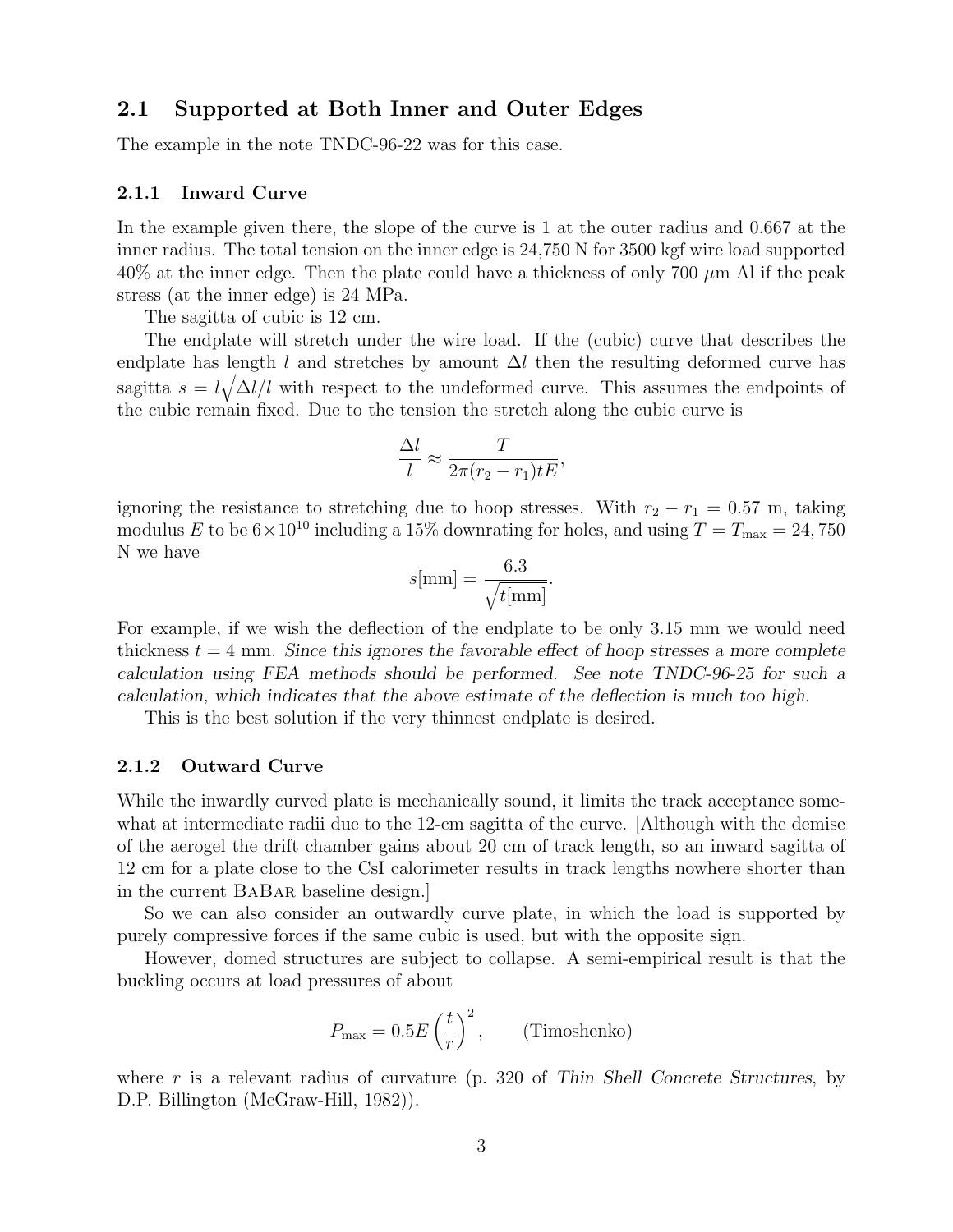## 2.1 Supported at Both Inner and Outer Edges

The example in the note TNDC-96-22 was for this case.

### 2.1.1 Inward Curve

In the example given there, the slope of the curve is 1 at the outer radius and 0.667 at the inner radius. The total tension on the inner edge is 24,750 N for 3500 kgf wire load supported 40% at the inner edge. Then the plate could have a thickness of only 700 $\mu$m Al if the peak stress (at the inner edge) is 24 MPa.

The sagitta of cubic is 12 cm.

The endplate will stretch under the wire load. If the (cubic) curve that describes the endplate has length $l$ and stretches by amount $\Delta l$ then the resulting deformed curve has sagitta $s = l\sqrt{\Delta l/l}$ with respect to the undeformed curve. This assumes the endpoints of the cubic remain fixed. Due to the tension the stretch along the cubic curve is

$$\frac{\Delta l}{l} \approx \frac{T}{2\pi(r_2 - r_1)tE},$$

ignoring the resistance to stretching due to hoop stresses. With $r_2 - r_1 = 0.57$ m, taking modulus $E$ to be $6 \times 10^{10}$ including a 15% downrating for holes, and using $T = T_{\max} = 24,750$ N we have

$$s[\text{mm}] = \frac{6.3}{\sqrt{t[\text{mm}]}}.$$

For example, if we wish the deflection of the endplate to be only 3.15 mm we would need thickness $t = 4$ mm. *Since this ignores the favorable effect of hoop stresses a more complete calculation using FEA methods should be performed. See note TNDC-96-25 for such a calculation, which indicates that the above estimate of the deflection is much too high.*

This is the best solution if the very thinnest endplate is desired.

### 2.1.2 Outward Curve

While the inwardly curved plate is mechanically sound, it limits the track acceptance somewhat at intermediate radii due to the 12-cm sagitta of the curve. [Although with the demise of the aerogel the drift chamber gains about 20 cm of track length, so an inward sagitta of 12 cm for a plate close to the CsI calorimeter results in track lengths nowhere shorter than in the current BaBar baseline design.]

So we can also consider an outwardly curve plate, in which the load is supported by purely compressive forces if the same cubic is used, but with the opposite sign.

However, domed structures are subject to collapse. A semi-empirical result is that the buckling occurs at load pressures of about

$$P_{\max} = 0.5E\left(\frac{t}{r}\right)^2, \qquad \text{(Timoshenko)}$$

where $r$ is a relevant radius of curvature (p. 320 of *Thin Shell Concrete Structures*, by D.P. Billington (McGraw-Hill, 1982)).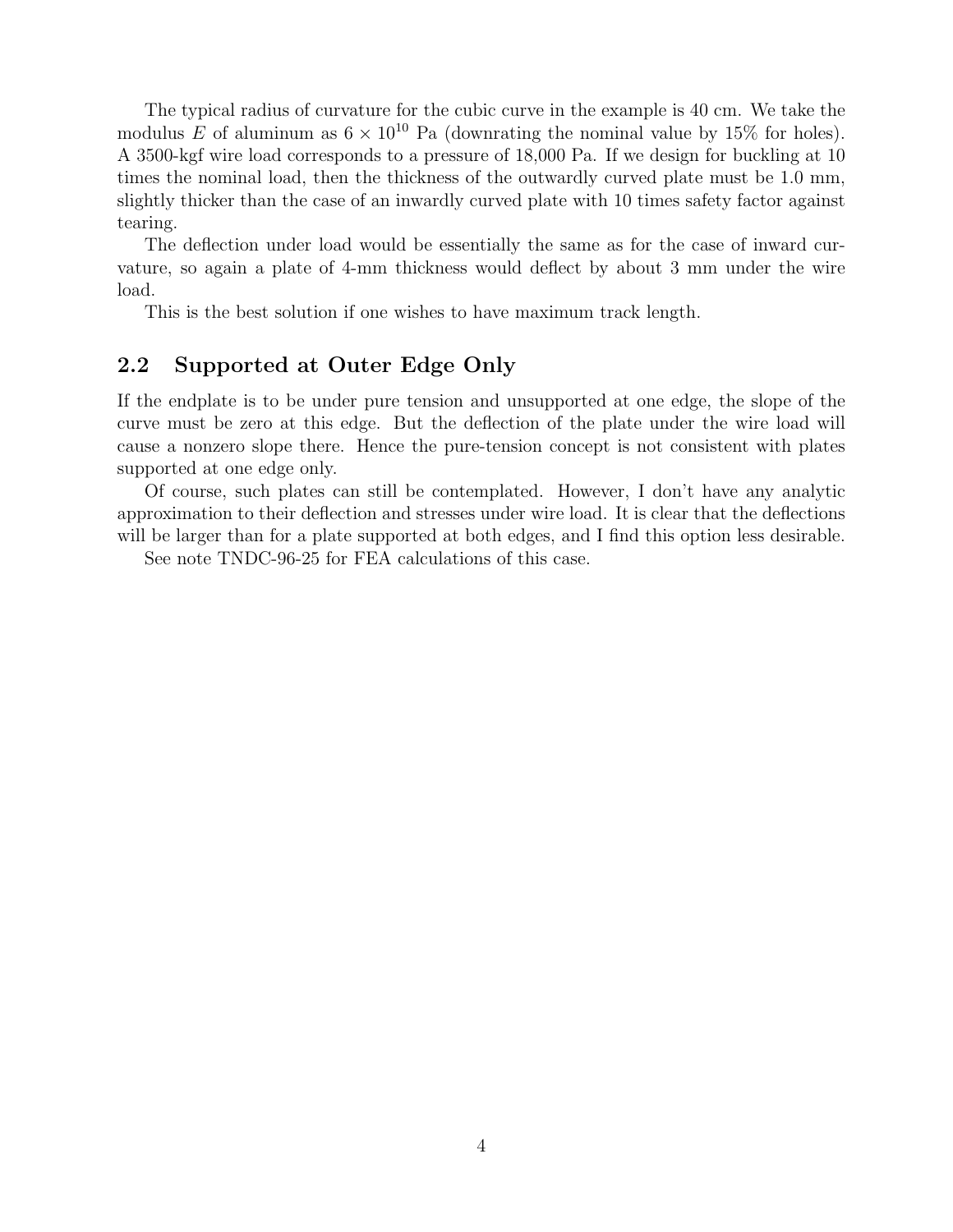The typical radius of curvature for the cubic curve in the example is 40 cm. We take the modulus $E$ of aluminum as $6 \times 10^{10}$ Pa (downrating the nominal value by 15% for holes). A 3500-kgf wire load corresponds to a pressure of 18,000 Pa. If we design for buckling at 10 times the nominal load, then the thickness of the outwardly curved plate must be 1.0 mm, slightly thicker than the case of an inwardly curved plate with 10 times safety factor against tearing.

The deflection under load would be essentially the same as for the case of inward curvature, so again a plate of 4-mm thickness would deflect by about 3 mm under the wire load.

This is the best solution if one wishes to have maximum track length.

## 2.2 Supported at Outer Edge Only

If the endplate is to be under pure tension and unsupported at one edge, the slope of the curve must be zero at this edge. But the deflection of the plate under the wire load will cause a nonzero slope there. Hence the pure-tension concept is not consistent with plates supported at one edge only.

Of course, such plates can still be contemplated. However, I don't have any analytic approximation to their deflection and stresses under wire load. It is clear that the deflections will be larger than for a plate supported at both edges, and I find this option less desirable.

See note TNDC-96-25 for FEA calculations of this case.